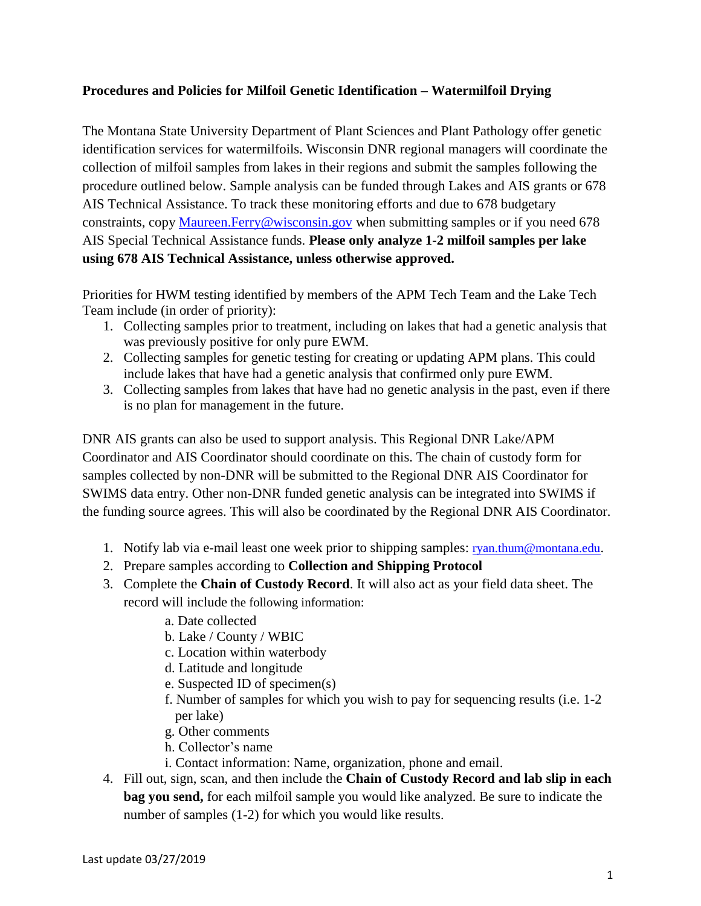**Procedures and Policies for Milfoil Genetic Identification – Watermilfoil Drying**

The Montana State University Department of Plant Sciences and Plant Pathology offer genetic identification services for watermilfoils. Wisconsin DNR regional managers will coordinate the collection of milfoil samples from lakes in their regions and submit the samples following the procedure outlined below. Sample analysis can be funded through Lakes and AIS grants or 678 AIS Technical Assistance. To track these monitoring efforts and due to 678 budgetary constraints, copy Maureen.Ferry@wisconsin.gov when submitting samples or if you need 678 AIS Special Technical Assistance funds. **Please only analyze 1-2 milfoil samples per lake using 678 AIS Technical Assistance, unless otherwise approved.**

Priorities for HWM testing identified by members of the APM Tech Team and the Lake Tech Team include (in order of priority):

1. Collecting samples prior to treatment, including on lakes that had a genetic analysis that was previously positive for only pure EWM.
2. Collecting samples for genetic testing for creating or updating APM plans. This could include lakes that have had a genetic analysis that confirmed only pure EWM.
3. Collecting samples from lakes that have had no genetic analysis in the past, even if there is no plan for management in the future.

DNR AIS grants can also be used to support analysis. This Regional DNR Lake/APM Coordinator and AIS Coordinator should coordinate on this. The chain of custody form for samples collected by non-DNR will be submitted to the Regional DNR AIS Coordinator for SWIMS data entry. Other non-DNR funded genetic analysis can be integrated into SWIMS if the funding source agrees. This will also be coordinated by the Regional DNR AIS Coordinator.

1. Notify lab via e-mail least one week prior to shipping samples: ryan.thum@montana.edu.
2. Prepare samples according to **Collection and Shipping Protocol**
3. Complete the **Chain of Custody Record**. It will also act as your field data sheet. The record will include the following information:
   a. Date collected
   b. Lake / County / WBIC
   c. Location within waterbody
   d. Latitude and longitude
   e. Suspected ID of specimen(s)
   f. Number of samples for which you wish to pay for sequencing results (i.e. 1-2 per lake)
   g. Other comments
   h. Collector's name
   i. Contact information: Name, organization, phone and email.
4. Fill out, sign, scan, and then include the **Chain of Custody Record and lab slip in each bag you send,** for each milfoil sample you would like analyzed. Be sure to indicate the number of samples (1-2) for which you would like results.

Last update 03/27/2019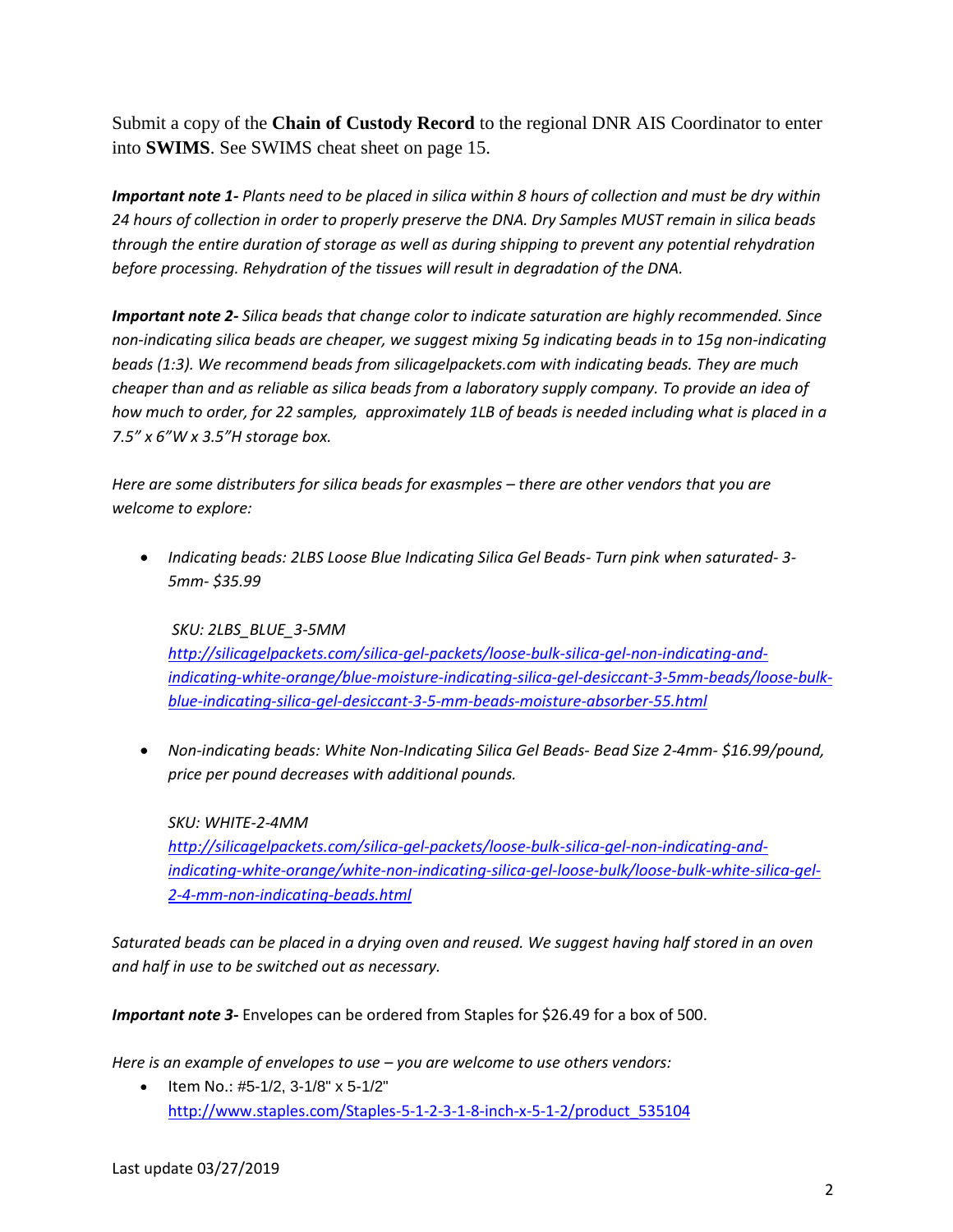Submit a copy of the **Chain of Custody Record** to the regional DNR AIS Coordinator to enter into **SWIMS**. See SWIMS cheat sheet on page 15.

***Important note 1-*** *Plants need to be placed in silica within 8 hours of collection and must be dry within 24 hours of collection in order to properly preserve the DNA. Dry Samples MUST remain in silica beads through the entire duration of storage as well as during shipping to prevent any potential rehydration before processing. Rehydration of the tissues will result in degradation of the DNA.*

***Important note 2-*** *Silica beads that change color to indicate saturation are highly recommended. Since non-indicating silica beads are cheaper, we suggest mixing 5g indicating beads in to 15g non-indicating beads (1:3). We recommend beads from silicagelpackets.com with indicating beads. They are much cheaper than and as reliable as silica beads from a laboratory supply company. To provide an idea of how much to order, for 22 samples, approximately 1LB of beads is needed including what is placed in a 7.5" x 6"W x 3.5"H storage box.*

*Here are some distributers for silica beads for exasmples – there are other vendors that you are welcome to explore:*

- *Indicating beads: 2LBS Loose Blue Indicating Silica Gel Beads- Turn pink when saturated- 3-5mm- $35.99*

  *SKU: 2LBS_BLUE_3-5MM*
  *http://silicagelpackets.com/silica-gel-packets/loose-bulk-silica-gel-non-indicating-and-indicating-white-orange/blue-moisture-indicating-silica-gel-desiccant-3-5mm-beads/loose-bulk-blue-indicating-silica-gel-desiccant-3-5-mm-beads-moisture-absorber-55.html*

- *Non-indicating beads: White Non-Indicating Silica Gel Beads- Bead Size 2-4mm- $16.99/pound, price per pound decreases with additional pounds.*

  *SKU: WHITE-2-4MM*
  *http://silicagelpackets.com/silica-gel-packets/loose-bulk-silica-gel-non-indicating-and-indicating-white-orange/white-non-indicating-silica-gel-loose-bulk/loose-bulk-white-silica-gel-2-4-mm-non-indicating-beads.html*

*Saturated beads can be placed in a drying oven and reused. We suggest having half stored in an oven and half in use to be switched out as necessary.*

***Important note 3-*** Envelopes can be ordered from Staples for $26.49 for a box of 500.

*Here is an example of envelopes to use – you are welcome to use others vendors:*

- Item No.: #5-1/2, 3-1/8" x 5-1/2"
  http://www.staples.com/Staples-5-1-2-3-1-8-inch-x-5-1-2/product_535104

Last update 03/27/2019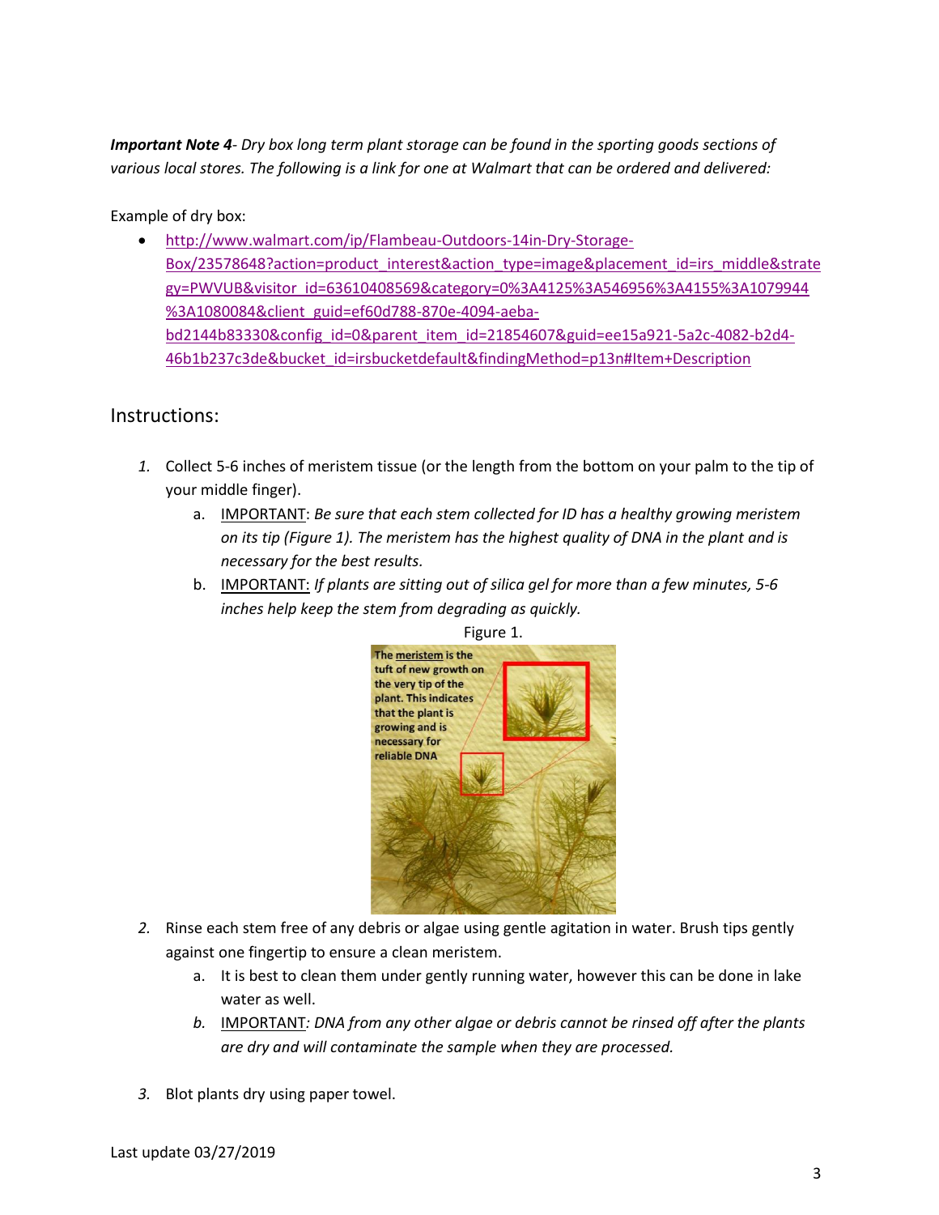***Important Note 4**- Dry box long term plant storage can be found in the sporting goods sections of various local stores. The following is a link for one at Walmart that can be ordered and delivered:*

Example of dry box:

- http://www.walmart.com/ip/Flambeau-Outdoors-14in-Dry-Storage-Box/23578648?action=product_interest&action_type=image&placement_id=irs_middle&strategy=PWVUB&visitor_id=63610408569&category=0%3A4125%3A546956%3A4155%3A1079944%3A1080084&client_guid=ef60d788-870e-4094-aeba-bd2144b83330&config_id=0&parent_item_id=21854607&guid=ee15a921-5a2c-4082-b2d4-46b1b237c3de&bucket_id=irsbucketdefault&findingMethod=p13n#Item+Description

## Instructions:

1. Collect 5-6 inches of meristem tissue (or the length from the bottom on your palm to the tip of your middle finger).
    a. IMPORTANT: *Be sure that each stem collected for ID has a healthy growing meristem on its tip (Figure 1). The meristem has the highest quality of DNA in the plant and is necessary for the best results.*
    b. IMPORTANT: *If plants are sitting out of silica gel for more than a few minutes, 5-6 inches help keep the stem from degrading as quickly.*

Figure 1.

The meristem is the tuft of new growth on the very tip of the plant. This indicates that the plant is growing and is necessary for reliable DNA

2. Rinse each stem free of any debris or algae using gentle agitation in water. Brush tips gently against one fingertip to ensure a clean meristem.
    a. It is best to clean them under gently running water, however this can be done in lake water as well.
    b. IMPORTANT*: DNA from any other algae or debris cannot be rinsed off after the plants are dry and will contaminate the sample when they are processed.*

3. Blot plants dry using paper towel.

Last update 03/27/2019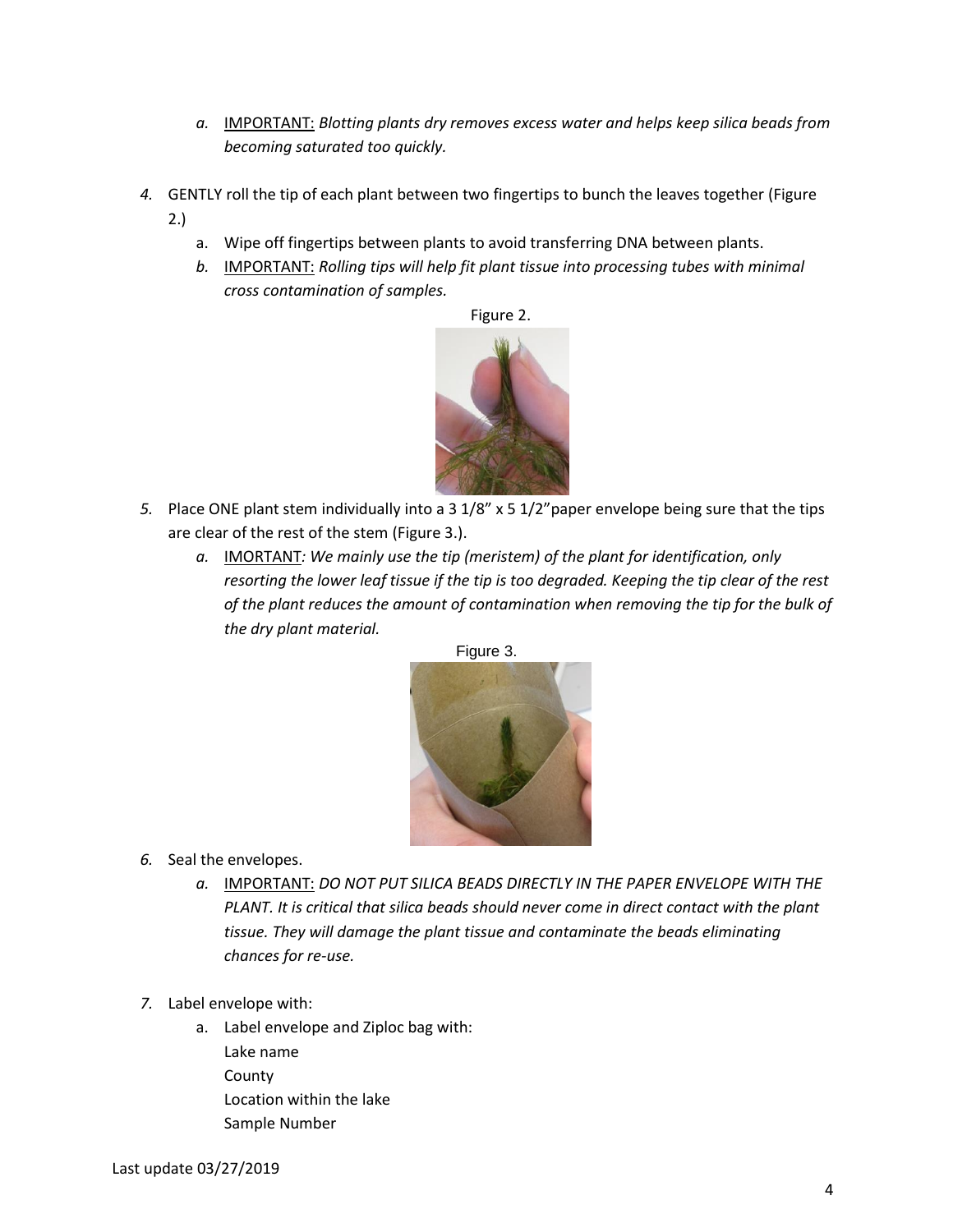a. IMPORTANT: *Blotting plants dry removes excess water and helps keep silica beads from becoming saturated too quickly.*

4. GENTLY roll the tip of each plant between two fingertips to bunch the leaves together (Figure 2.)
   a. Wipe off fingertips between plants to avoid transferring DNA between plants.
   b. IMPORTANT: *Rolling tips will help fit plant tissue into processing tubes with minimal cross contamination of samples.*

Figure 2.

5. Place ONE plant stem individually into a 3 1/8" x 5 1/2" paper envelope being sure that the tips are clear of the rest of the stem (Figure 3.).
   a. IMORTANT*: We mainly use the tip (meristem) of the plant for identification, only resorting the lower leaf tissue if the tip is too degraded. Keeping the tip clear of the rest of the plant reduces the amount of contamination when removing the tip for the bulk of the dry plant material.*

Figure 3.

6. Seal the envelopes.
   a. IMPORTANT: *DO NOT PUT SILICA BEADS DIRECTLY IN THE PAPER ENVELOPE WITH THE PLANT. It is critical that silica beads should never come in direct contact with the plant tissue. They will damage the plant tissue and contaminate the beads eliminating chances for re-use.*

7. Label envelope with:
   a. Label envelope and Ziploc bag with:
      Lake name
      County
      Location within the lake
      Sample Number

Last update 03/27/2019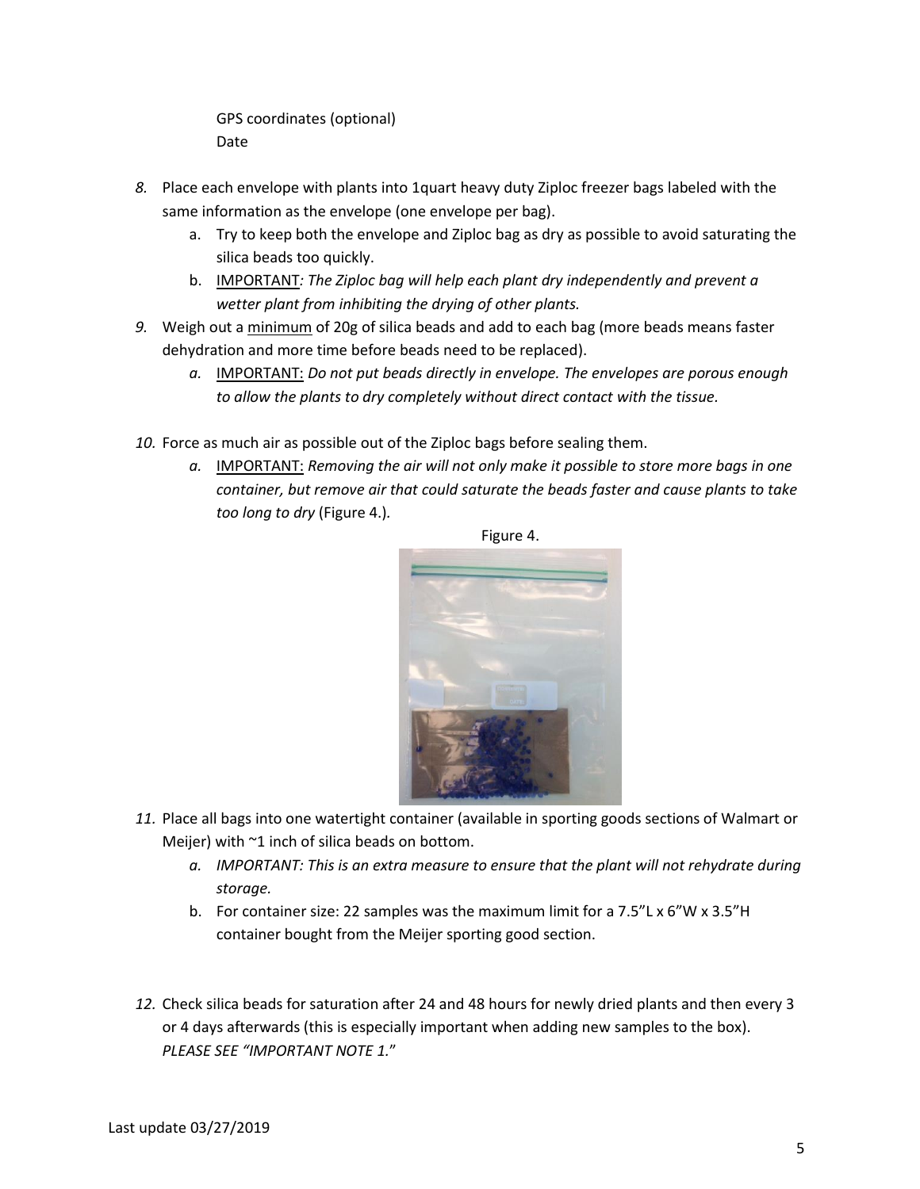GPS coordinates (optional)
Date

8. Place each envelope with plants into 1quart heavy duty Ziploc freezer bags labeled with the same information as the envelope (one envelope per bag).
    a. Try to keep both the envelope and Ziploc bag as dry as possible to avoid saturating the silica beads too quickly.
    b. IMPORTANT*: The Ziploc bag will help each plant dry independently and prevent a wetter plant from inhibiting the drying of other plants.*
9. Weigh out a minimum of 20g of silica beads and add to each bag (more beads means faster dehydration and more time before beads need to be replaced).
    a. IMPORTANT: *Do not put beads directly in envelope. The envelopes are porous enough to allow the plants to dry completely without direct contact with the tissue.*
10. Force as much air as possible out of the Ziploc bags before sealing them.
    a. IMPORTANT: *Removing the air will not only make it possible to store more bags in one container, but remove air that could saturate the beads faster and cause plants to take too long to dry* (Figure 4.).

Figure 4.

11. Place all bags into one watertight container (available in sporting goods sections of Walmart or Meijer) with ~1 inch of silica beads on bottom.
    a. *IMPORTANT: This is an extra measure to ensure that the plant will not rehydrate during storage.*
    b. For container size: 22 samples was the maximum limit for a 7.5"L x 6"W x 3.5"H container bought from the Meijer sporting good section.
12. Check silica beads for saturation after 24 and 48 hours for newly dried plants and then every 3 or 4 days afterwards (this is especially important when adding new samples to the box). *PLEASE SEE "IMPORTANT NOTE 1."*

Last update 03/27/2019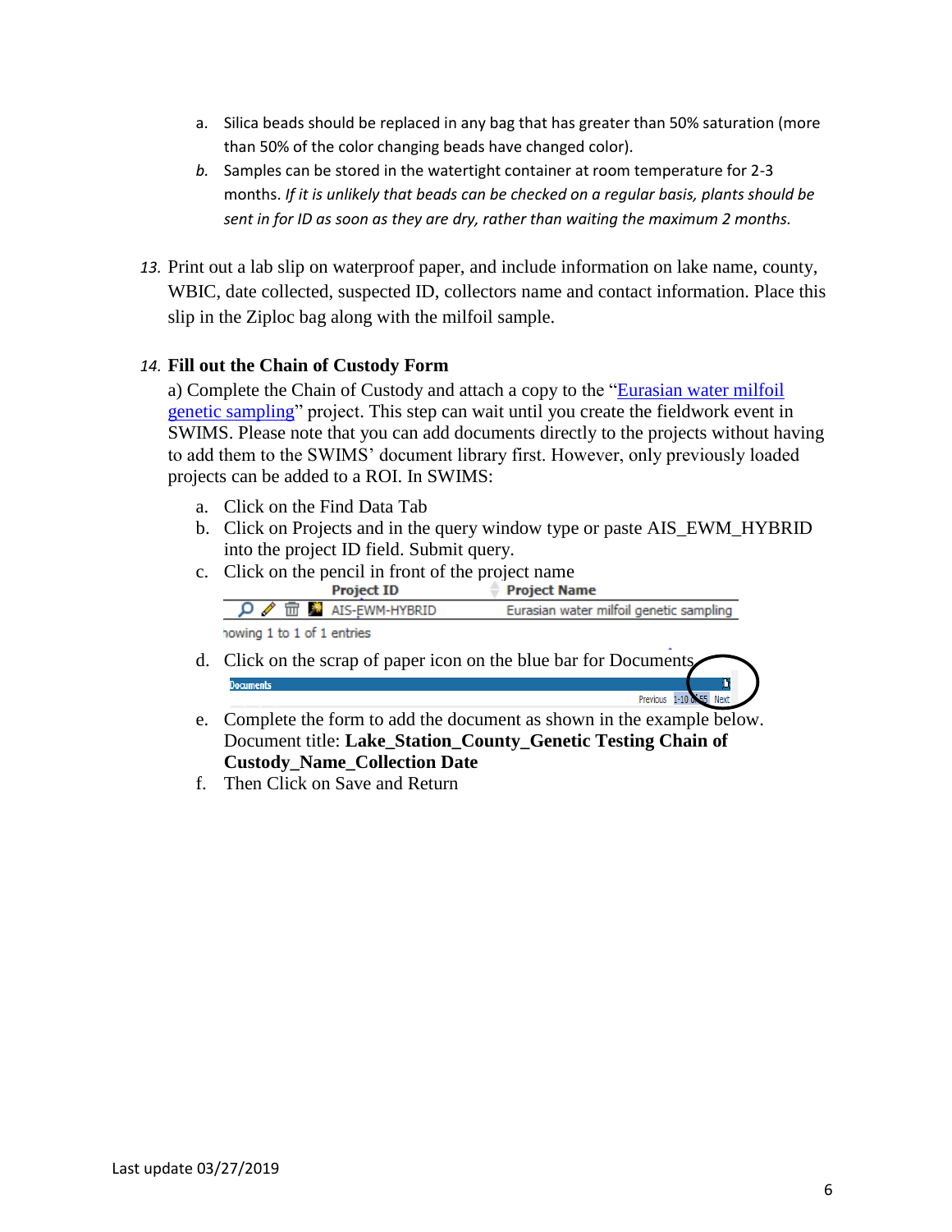a. Silica beads should be replaced in any bag that has greater than 50% saturation (more than 50% of the color changing beads have changed color).

b. Samples can be stored in the watertight container at room temperature for 2-3 months. *If it is unlikely that beads can be checked on a regular basis, plants should be sent in for ID as soon as they are dry, rather than waiting the maximum 2 months.*

13. Print out a lab slip on waterproof paper, and include information on lake name, county, WBIC, date collected, suspected ID, collectors name and contact information. Place this slip in the Ziploc bag along with the milfoil sample.

14. **Fill out the Chain of Custody Form**

a) Complete the Chain of Custody and attach a copy to the "Eurasian water milfoil genetic sampling" project. This step can wait until you create the fieldwork event in SWIMS. Please note that you can add documents directly to the projects without having to add them to the SWIMS' document library first. However, only previously loaded projects can be added to a ROI. In SWIMS:

a. Click on the Find Data Tab

b. Click on Projects and in the query window type or paste AIS_EWM_HYBRID into the project ID field. Submit query.

c. Click on the pencil in front of the project name

| | Project ID | Project Name |
|---|---|---|
| | AIS-EWM-HYBRID | Eurasian water milfoil genetic sampling |

howing 1 to 1 of 1 entries

d. Click on the scrap of paper icon on the blue bar for Documents

Documents

Previous 1-10 of 55 Next

e. Complete the form to add the document as shown in the example below. Document title: **Lake_Station_County_Genetic Testing Chain of Custody_Name_Collection Date**

f. Then Click on Save and Return

Last update 03/27/2019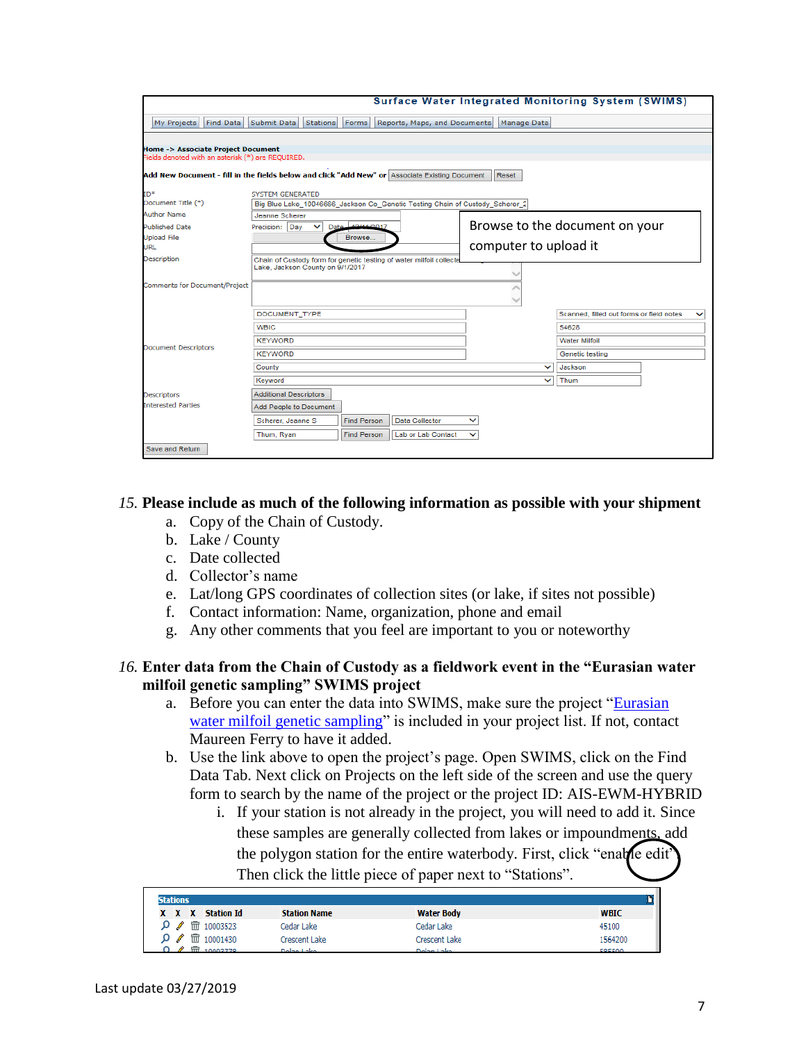15. **Please include as much of the following information as possible with your shipment**
    a. Copy of the Chain of Custody.
    b. Lake / County
    c. Date collected
    d. Collector's name
    e. Lat/long GPS coordinates of collection sites (or lake, if sites not possible)
    f. Contact information: Name, organization, phone and email
    g. Any other comments that you feel are important to you or noteworthy

16. **Enter data from the Chain of Custody as a fieldwork event in the "Eurasian water milfoil genetic sampling" SWIMS project**
    a. Before you can enter the data into SWIMS, make sure the project "Eurasian water milfoil genetic sampling" is included in your project list. If not, contact Maureen Ferry to have it added.
    b. Use the link above to open the project's page. Open SWIMS, click on the Find Data Tab. Next click on Projects on the left side of the screen and use the query form to search by the name of the project or the project ID: AIS-EWM-HYBRID
        i. If your station is not already in the project, you will need to add it. Since these samples are generally collected from lakes or impoundments, add the polygon station for the entire waterbody. First, click "enable edit". Then click the little piece of paper next to "Stations".

Last update 03/27/2019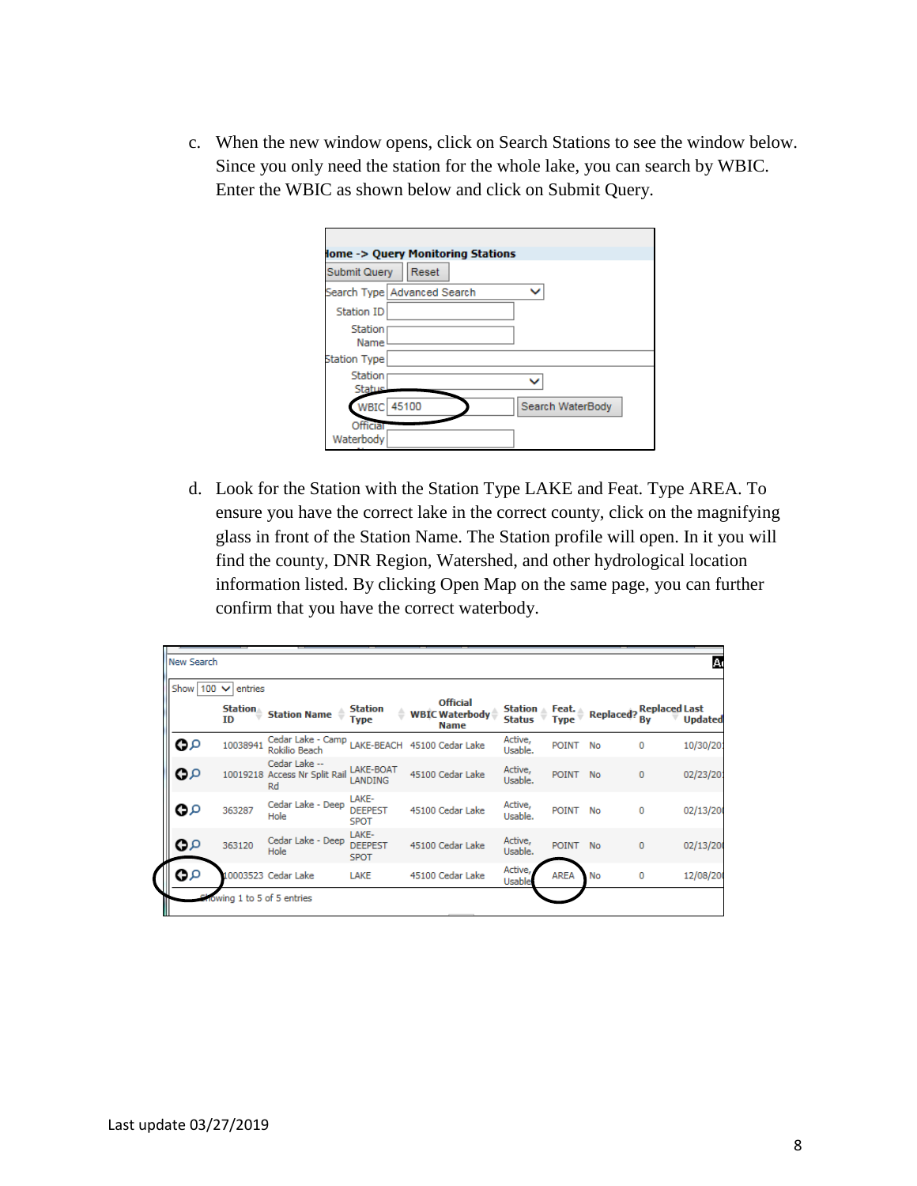c. When the new window opens, click on Search Stations to see the window below. Since you only need the station for the whole lake, you can search by WBIC. Enter the WBIC as shown below and click on Submit Query.

Home -> Query Monitoring Stations

Submit Query | Reset

| | |
|---|---|
| Search Type | Advanced Search |
| Station ID | |
| Station Name | |
| Station Type | |
| Station Status | |
| WBIC | 45100 |
| Official Waterbody | |

d. Look for the Station with the Station Type LAKE and Feat. Type AREA. To ensure you have the correct lake in the correct county, click on the magnifying glass in front of the Station Name. The Station profile will open. In it you will find the county, DNR Region, Watershed, and other hydrological location information listed. By clicking Open Map on the same page, you can further confirm that you have the correct waterbody.

New Search

Show 100 entries

| Station ID | Station Name | Station Type | WBIC | Official Waterbody Name | Station Status | Feat. Type | Replaced? | Replaced By | Last Updated |
|---|---|---|---|---|---|---|---|---|---|
| 10038941 | Cedar Lake - Camp Rokilio Beach | LAKE-BEACH | 45100 | Cedar Lake | Active, Usable. | POINT | No | 0 | 10/30/20 |
| 10019218 | Cedar Lake -- Access Nr Split Rail Rd | LAKE-BOAT LANDING | 45100 | Cedar Lake | Active, Usable. | POINT | No | 0 | 02/23/20 |
| 363287 | Cedar Lake - Deep Hole | LAKE-DEEPEST SPOT | 45100 | Cedar Lake | Active, Usable. | POINT | No | 0 | 02/13/20 |
| 363120 | Cedar Lake - Deep Hole | LAKE-DEEPEST SPOT | 45100 | Cedar Lake | Active, Usable. | POINT | No | 0 | 02/13/20 |
| 10003523 | Cedar Lake | LAKE | 45100 | Cedar Lake | Active, Usable | AREA | No | 0 | 12/08/20 |

Showing 1 to 5 of 5 entries

Last update 03/27/2019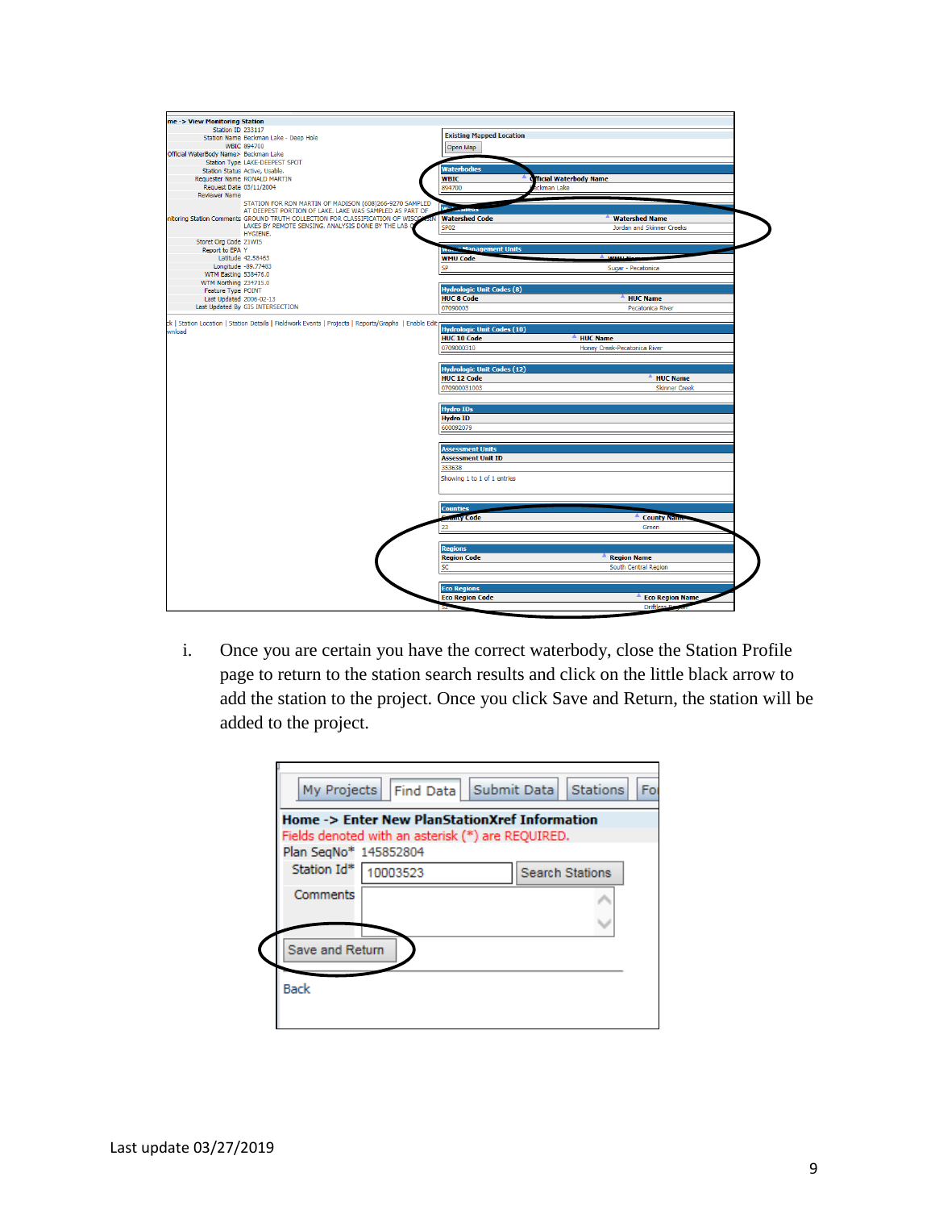i. Once you are certain you have the correct waterbody, close the Station Profile page to return to the station search results and click on the little black arrow to add the station to the project. Once you click Save and Return, the station will be added to the project.

Last update 03/27/2019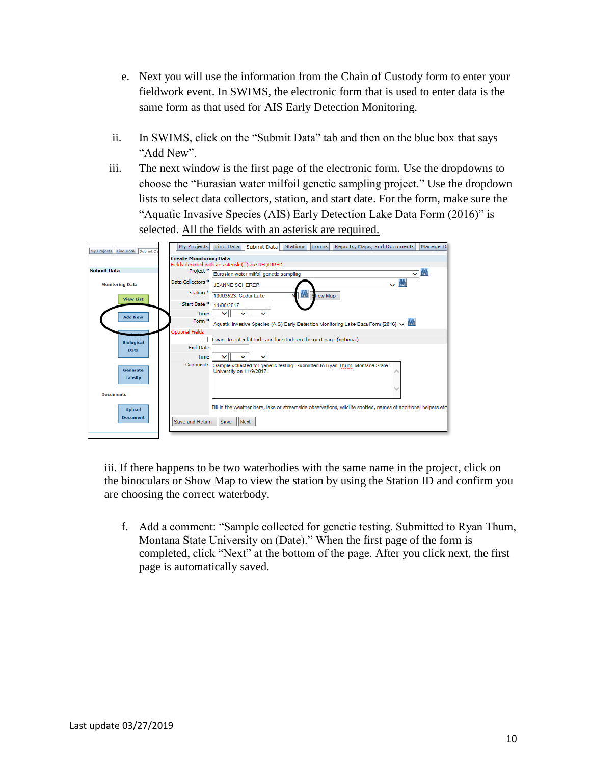e. Next you will use the information from the Chain of Custody form to enter your fieldwork event. In SWIMS, the electronic form that is used to enter data is the same form as that used for AIS Early Detection Monitoring.

ii. In SWIMS, click on the "Submit Data" tab and then on the blue box that says "Add New".

iii. The next window is the first page of the electronic form. Use the dropdowns to choose the "Eurasian water milfoil genetic sampling project." Use the dropdown lists to select data collectors, station, and start date. For the form, make sure the "Aquatic Invasive Species (AIS) Early Detection Lake Data Form (2016)" is selected. <u>All the fields with an asterisk are required.</u>

iii. If there happens to be two waterbodies with the same name in the project, click on the binoculars or Show Map to view the station by using the Station ID and confirm you are choosing the correct waterbody.

f. Add a comment: "Sample collected for genetic testing. Submitted to Ryan Thum, Montana State University on (Date)." When the first page of the form is completed, click "Next" at the bottom of the page. After you click next, the first page is automatically saved.

Last update 03/27/2019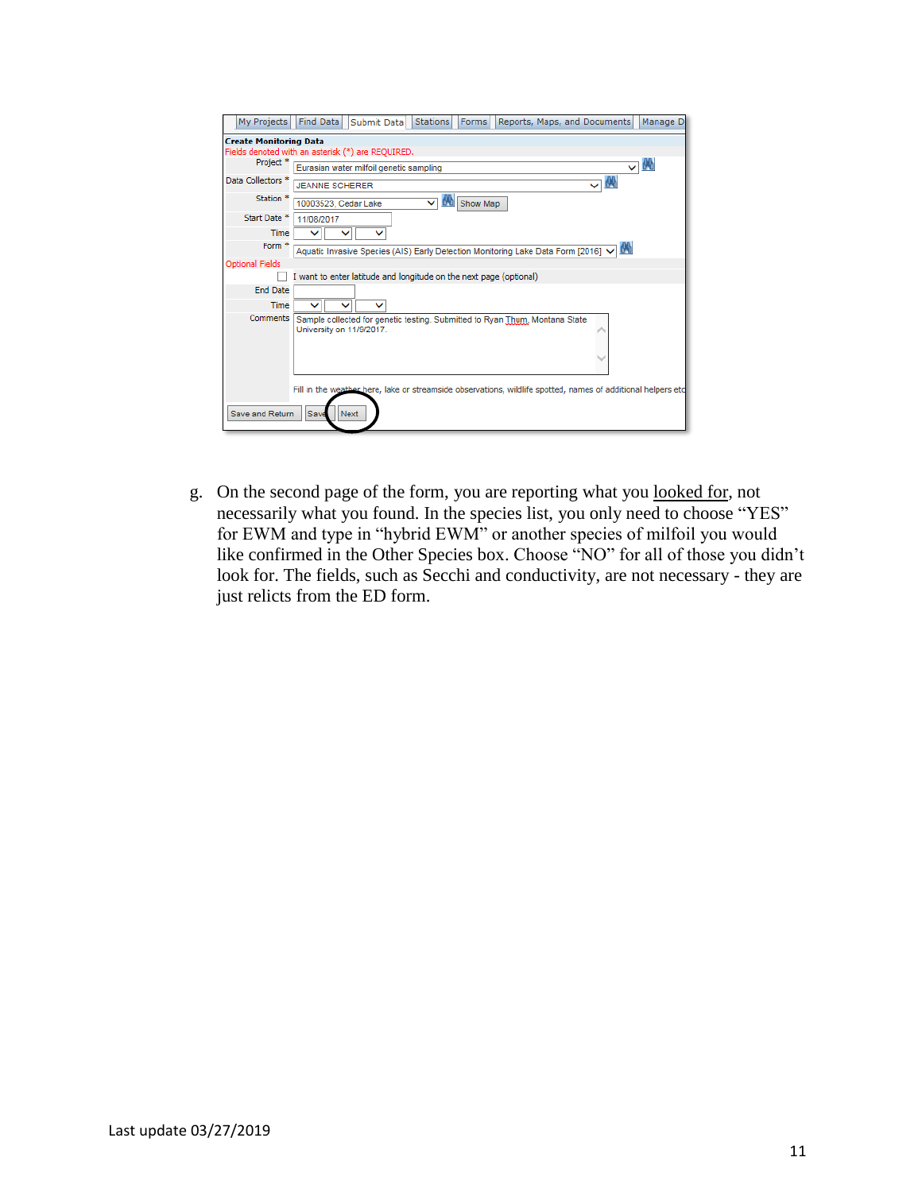g. On the second page of the form, you are reporting what you <u>looked for</u>, not necessarily what you found. In the species list, you only need to choose "YES" for EWM and type in "hybrid EWM" or another species of milfoil you would like confirmed in the Other Species box. Choose "NO" for all of those you didn't look for. The fields, such as Secchi and conductivity, are not necessary - they are just relicts from the ED form.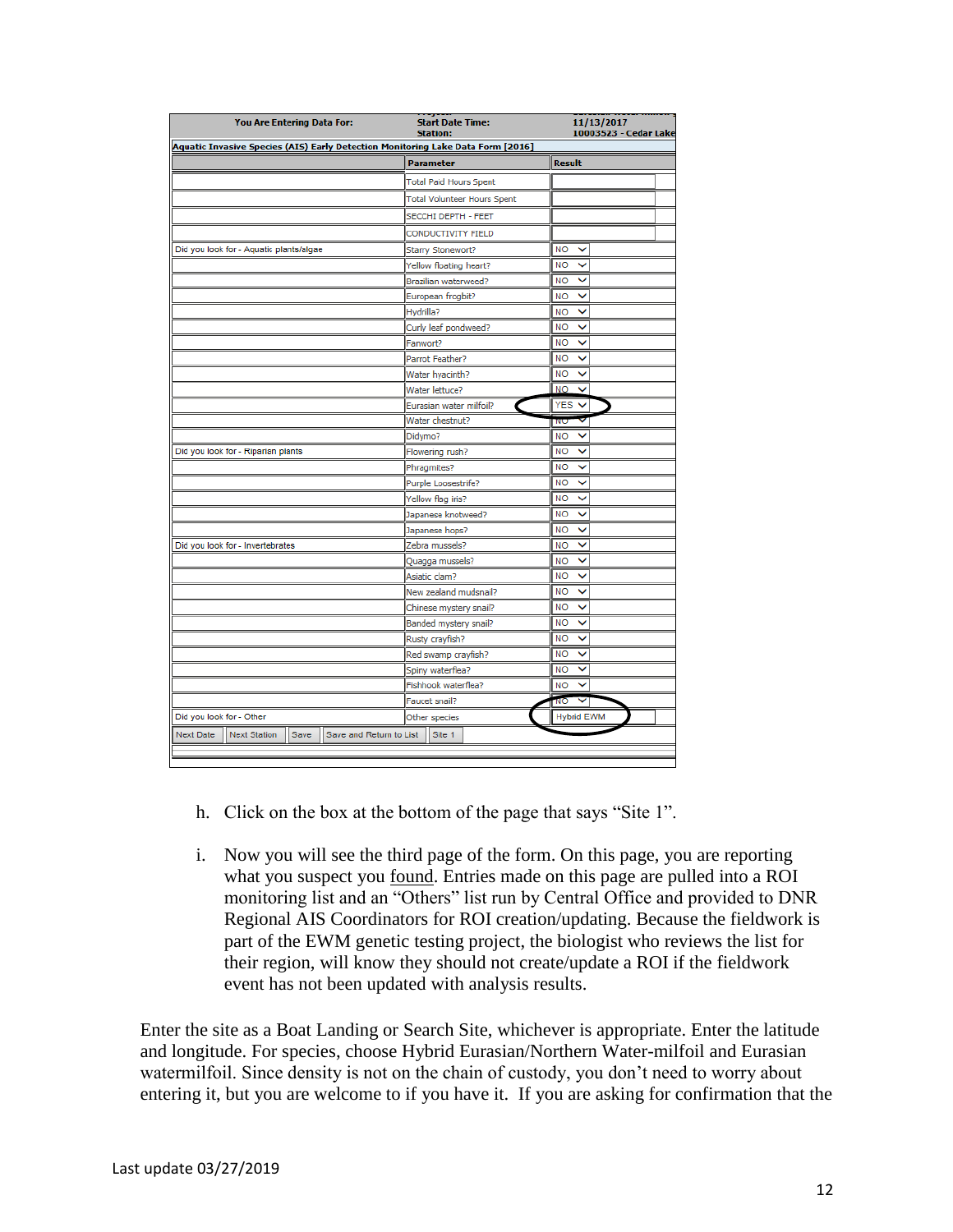| You Are Entering Data For: | Start Date Time: Station: | 11/13/2017 10003523 - Cedar Lake |
|---|---|---|
| Aquatic Invasive Species (AIS) Early Detection Monitoring Lake Data Form [2016] | | |
| | Parameter | Result |
| | Total Paid Hours Spent | |
| | Total Volunteer Hours Spent | |
| | SECCHI DEPTH - FEET | |
| | CONDUCTIVITY FIELD | |
| Did you look for - Aquatic plants/algae | Starry Stonewort? | NO |
| | Yellow floating heart? | NO |
| | Brazilian waterweed? | NO |
| | European frogbit? | NO |
| | Hydrilla? | NO |
| | Curly leaf pondweed? | NO |
| | Fanwort? | NO |
| | Parrot Feather? | NO |
| | Water hyacinth? | NO |
| | Water lettuce? | NO |
| | Eurasian water milfoil? | YES |
| | Water chestnut? | NO |
| | Didymo? | NO |
| Did you look for - Riparian plants | Flowering rush? | NO |
| | Phragmites? | NO |
| | Purple Loosestrife? | NO |
| | Yellow flag iris? | NO |
| | Japanese knotweed? | NO |
| | Japanese hops? | NO |
| Did you look for - Invertebrates | Zebra mussels? | NO |
| | Quagga mussels? | NO |
| | Asiatic clam? | NO |
| | New zealand mudsnail? | NO |
| | Chinese mystery snail? | NO |
| | Banded mystery snail? | NO |
| | Rusty crayfish? | NO |
| | Red swamp crayfish? | NO |
| | Spiny waterflea? | NO |
| | Fishhook waterflea? | NO |
| | Faucet snail? | NO |
| Did you look for - Other | Other species | Hybrid EWM |

Next Date | Next Station | Save | Save and Return to List | Site 1

h. Click on the box at the bottom of the page that says "Site 1".

i. Now you will see the third page of the form. On this page, you are reporting what you suspect you found. Entries made on this page are pulled into a ROI monitoring list and an "Others" list run by Central Office and provided to DNR Regional AIS Coordinators for ROI creation/updating. Because the fieldwork is part of the EWM genetic testing project, the biologist who reviews the list for their region, will know they should not create/update a ROI if the fieldwork event has not been updated with analysis results.

Enter the site as a Boat Landing or Search Site, whichever is appropriate. Enter the latitude and longitude. For species, choose Hybrid Eurasian/Northern Water-milfoil and Eurasian watermilfoil. Since density is not on the chain of custody, you don't need to worry about entering it, but you are welcome to if you have it. If you are asking for confirmation that the

Last update 03/27/2019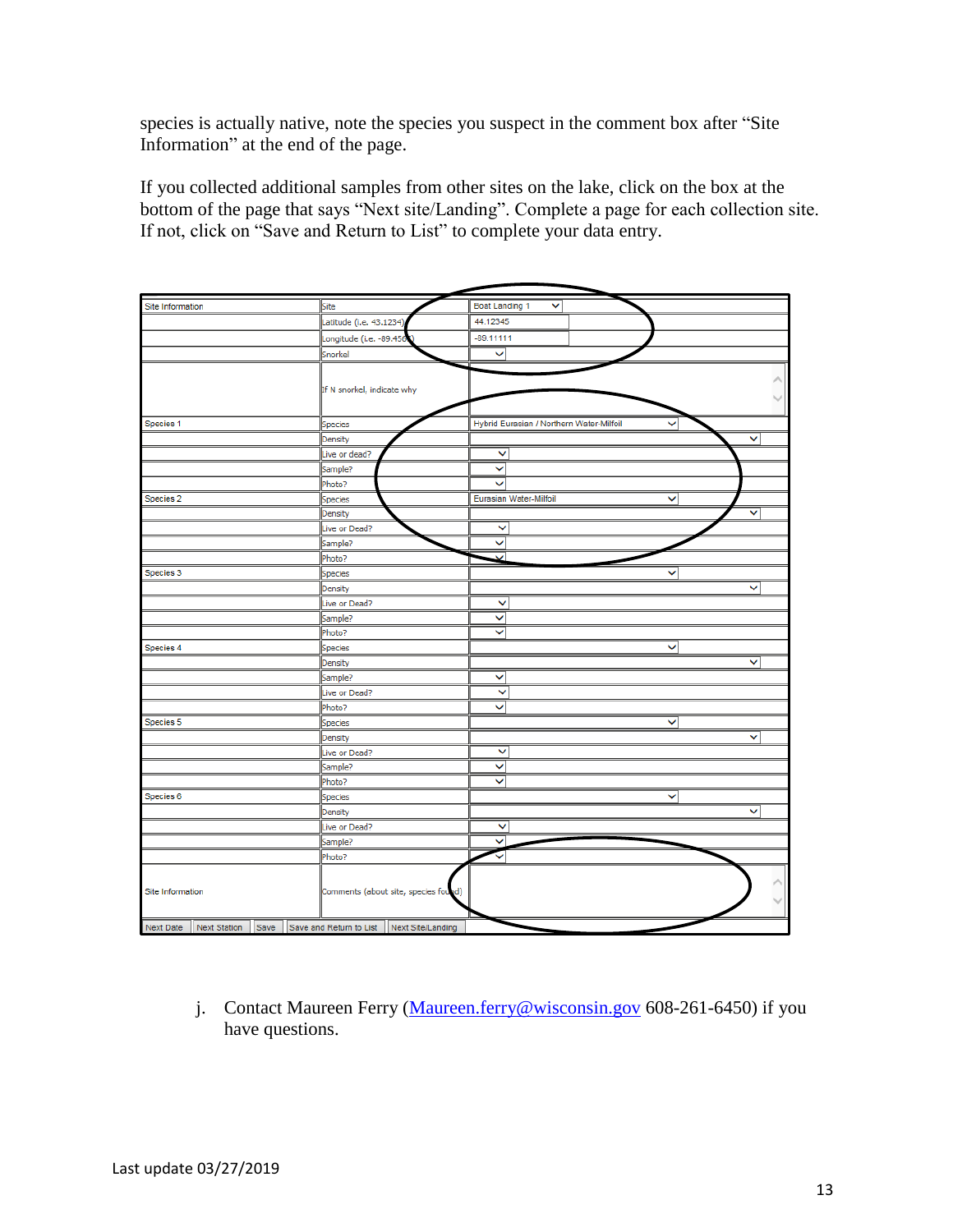species is actually native, note the species you suspect in the comment box after "Site Information" at the end of the page.

If you collected additional samples from other sites on the lake, click on the box at the bottom of the page that says "Next site/Landing". Complete a page for each collection site. If not, click on "Save and Return to List" to complete your data entry.

| Site Information | Site | Boat Landing 1 |
|---|---|---|
| | Latitude (i.e. 43.1234) | 44.12345 |
| | Longitude (i.e. -89.4567) | -89.11111 |
| | Snorkel | |
| | If N snorkel, indicate why | |
| Species 1 | Species | Hybrid Eurasian / Northern Water-Milfoil |
| | Density | |
| | Live or dead? | |
| | Sample? | |
| | Photo? | |
| Species 2 | Species | Eurasian Water-Milfoil |
| | Density | |
| | Live or Dead? | |
| | Sample? | |
| | Photo? | |
| Species 3 | Species | |
| | Density | |
| | Live or Dead? | |
| | Sample? | |
| | Photo? | |
| Species 4 | Species | |
| | Density | |
| | Sample? | |
| | Live or Dead? | |
| | Photo? | |
| Species 5 | Species | |
| | Density | |
| | Live or Dead? | |
| | Sample? | |
| | Photo? | |
| Species 6 | Species | |
| | Density | |
| | Live or Dead? | |
| | Sample? | |
| | Photo? | |
| Site Information | Comments (about site, species found) | |

Next Date | Next Station | Save | Save and Return to List | Next Site/Landing

j. Contact Maureen Ferry ([Maureen.ferry@wisconsin.gov](mailto:Maureen.ferry@wisconsin.gov) 608-261-6450) if you have questions.

Last update 03/27/2019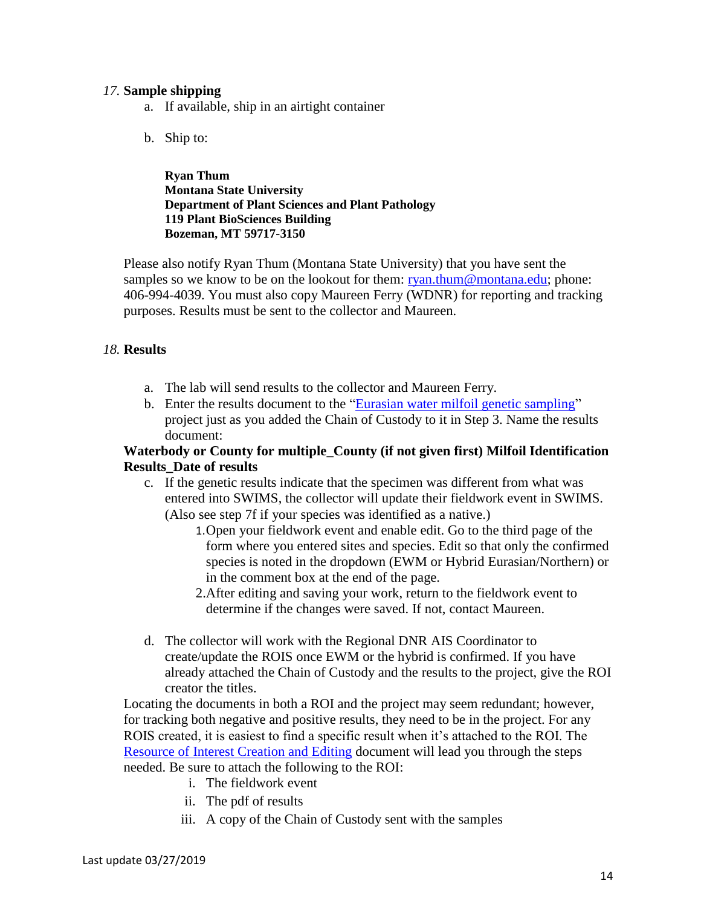*17.* **Sample shipping**

a. If available, ship in an airtight container

b. Ship to:

**Ryan Thum**
**Montana State University**
**Department of Plant Sciences and Plant Pathology**
**119 Plant BioSciences Building**
**Bozeman, MT 59717-3150**

Please also notify Ryan Thum (Montana State University) that you have sent the samples so we know to be on the lookout for them: [ryan.thum@montana.edu](mailto:ryan.thum@montana.edu); phone: 406-994-4039. You must also copy Maureen Ferry (WDNR) for reporting and tracking purposes. Results must be sent to the collector and Maureen.

*18.* **Results**

a. The lab will send results to the collector and Maureen Ferry.

b. Enter the results document to the "[Eurasian water milfoil genetic sampling]()" project just as you added the Chain of Custody to it in Step 3. Name the results document:

**Waterbody or County for multiple_County (if not given first) Milfoil Identification Results_Date of results**

c. If the genetic results indicate that the specimen was different from what was entered into SWIMS, the collector will update their fieldwork event in SWIMS. (Also see step 7f if your species was identified as a native.)

   1. Open your fieldwork event and enable edit. Go to the third page of the form where you entered sites and species. Edit so that only the confirmed species is noted in the dropdown (EWM or Hybrid Eurasian/Northern) or in the comment box at the end of the page.
   2. After editing and saving your work, return to the fieldwork event to determine if the changes were saved. If not, contact Maureen.

d. The collector will work with the Regional DNR AIS Coordinator to create/update the ROIS once EWM or the hybrid is confirmed. If you have already attached the Chain of Custody and the results to the project, give the ROI creator the titles.

Locating the documents in both a ROI and the project may seem redundant; however, for tracking both negative and positive results, they need to be in the project. For any ROIS created, it is easiest to find a specific result when it's attached to the ROI. The [Resource of Interest Creation and Editing]() document will lead you through the steps needed. Be sure to attach the following to the ROI:

   i. The fieldwork event
   ii. The pdf of results
   iii. A copy of the Chain of Custody sent with the samples

Last update 03/27/2019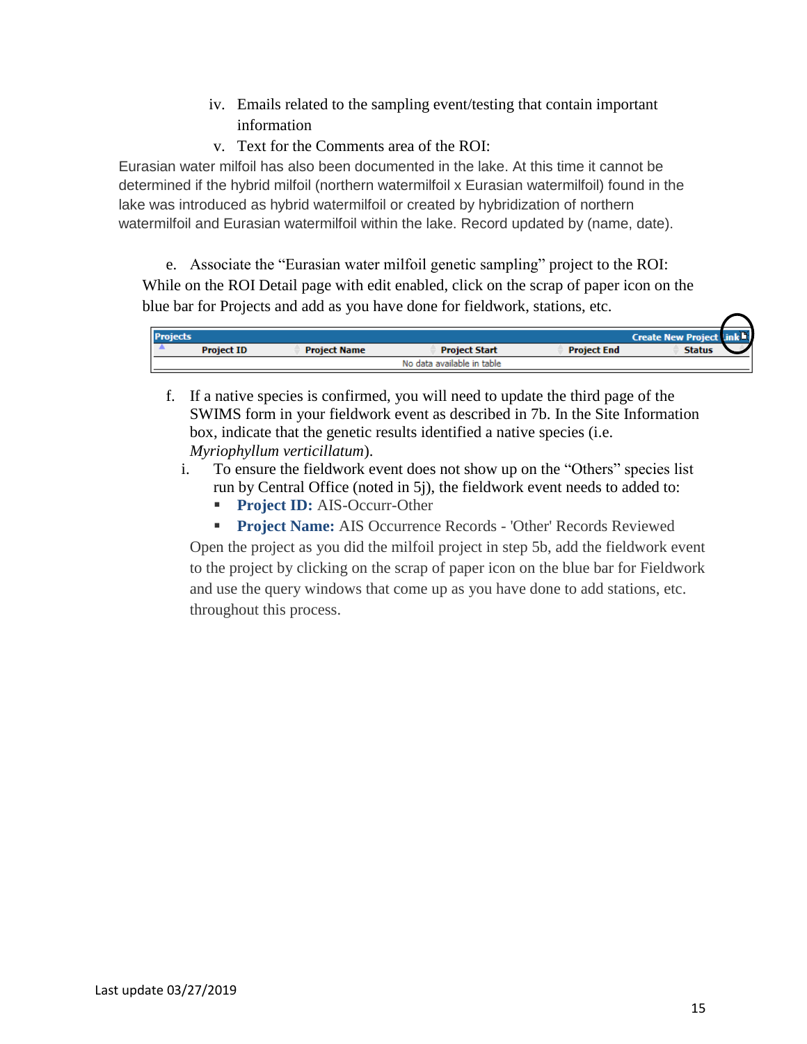iv. Emails related to the sampling event/testing that contain important information

v. Text for the Comments area of the ROI:

Eurasian water milfoil has also been documented in the lake. At this time it cannot be determined if the hybrid milfoil (northern watermilfoil x Eurasian watermilfoil) found in the lake was introduced as hybrid watermilfoil or created by hybridization of northern watermilfoil and Eurasian watermilfoil within the lake. Record updated by (name, date).

e. Associate the "Eurasian water milfoil genetic sampling" project to the ROI:

While on the ROI Detail page with edit enabled, click on the scrap of paper icon on the blue bar for Projects and add as you have done for fieldwork, stations, etc.

| Projects | | | Create New Project | Link |
|---|---|---|---|---|
| Project ID | Project Name | Project Start | Project End | Status |
| No data available in table | | | | |

f. If a native species is confirmed, you will need to update the third page of the SWIMS form in your fieldwork event as described in 7b. In the Site Information box, indicate that the genetic results identified a native species (i.e. *Myriophyllum verticillatum*).

   i. To ensure the fieldwork event does not show up on the "Others" species list run by Central Office (noted in 5j), the fieldwork event needs to added to:
      - **Project ID:** AIS-Occurr-Other
      - **Project Name:** AIS Occurrence Records - 'Other' Records Reviewed

   Open the project as you did the milfoil project in step 5b, add the fieldwork event to the project by clicking on the scrap of paper icon on the blue bar for Fieldwork and use the query windows that come up as you have done to add stations, etc. throughout this process.

Last update 03/27/2019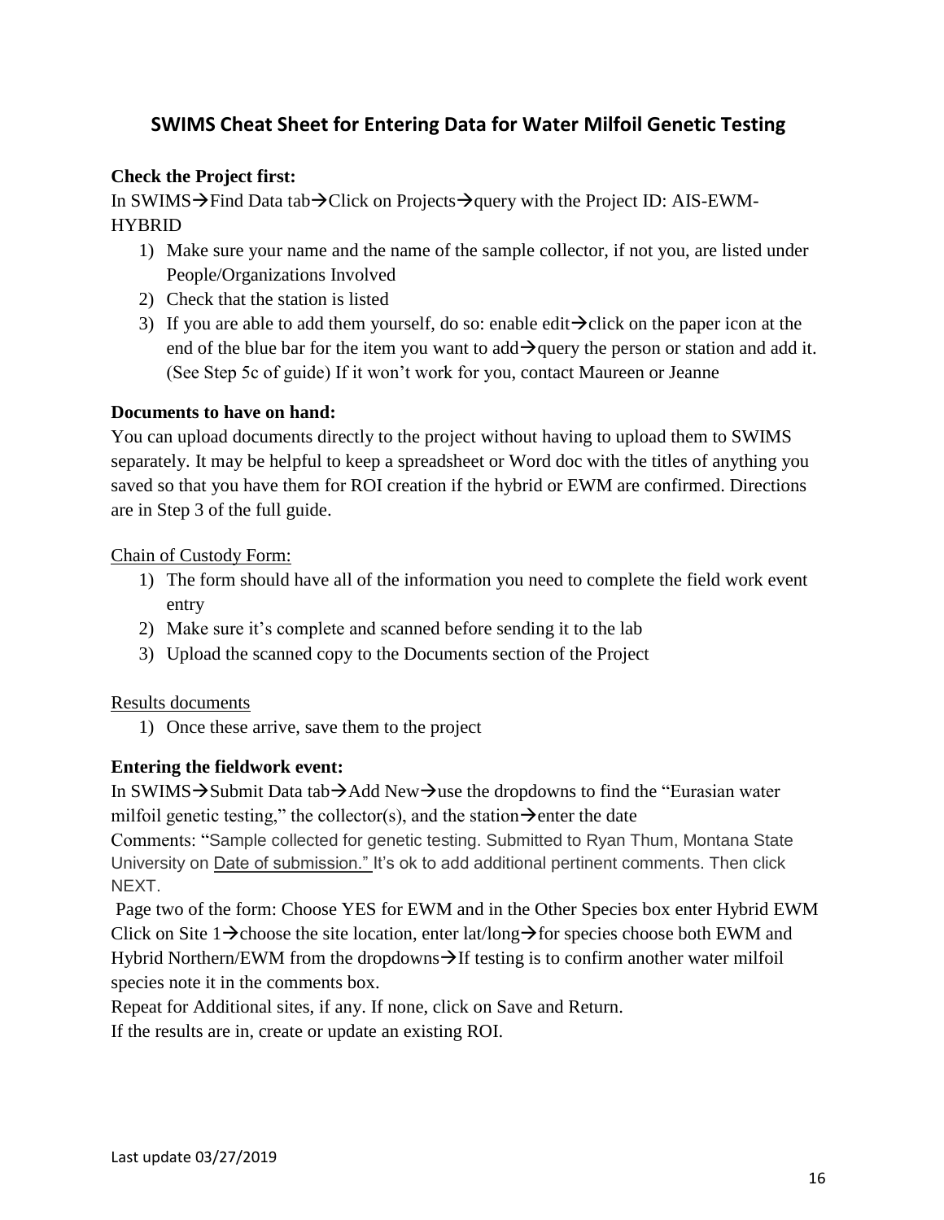## SWIMS Cheat Sheet for Entering Data for Water Milfoil Genetic Testing

**Check the Project first:**

In SWIMS→Find Data tab→Click on Projects→query with the Project ID: AIS-EWM-HYBRID

1) Make sure your name and the name of the sample collector, if not you, are listed under People/Organizations Involved
2) Check that the station is listed
3) If you are able to add them yourself, do so: enable edit→click on the paper icon at the end of the blue bar for the item you want to add→query the person or station and add it. (See Step 5c of guide) If it won't work for you, contact Maureen or Jeanne

**Documents to have on hand:**

You can upload documents directly to the project without having to upload them to SWIMS separately. It may be helpful to keep a spreadsheet or Word doc with the titles of anything you saved so that you have them for ROI creation if the hybrid or EWM are confirmed. Directions are in Step 3 of the full guide.

<u>Chain of Custody Form:</u>

1) The form should have all of the information you need to complete the field work event entry
2) Make sure it's complete and scanned before sending it to the lab
3) Upload the scanned copy to the Documents section of the Project

<u>Results documents</u>

1) Once these arrive, save them to the project

**Entering the fieldwork event:**

In SWIMS→Submit Data tab→Add New→use the dropdowns to find the "Eurasian water milfoil genetic testing," the collector(s), and the station→enter the date

Comments: "Sample collected for genetic testing. Submitted to Ryan Thum, Montana State University on <u>Date of submission."</u> It's ok to add additional pertinent comments. Then click NEXT.

Page two of the form: Choose YES for EWM and in the Other Species box enter Hybrid EWM Click on Site 1→choose the site location, enter lat/long→for species choose both EWM and Hybrid Northern/EWM from the dropdowns→If testing is to confirm another water milfoil species note it in the comments box.

Repeat for Additional sites, if any. If none, click on Save and Return.

If the results are in, create or update an existing ROI.

Last update 03/27/2019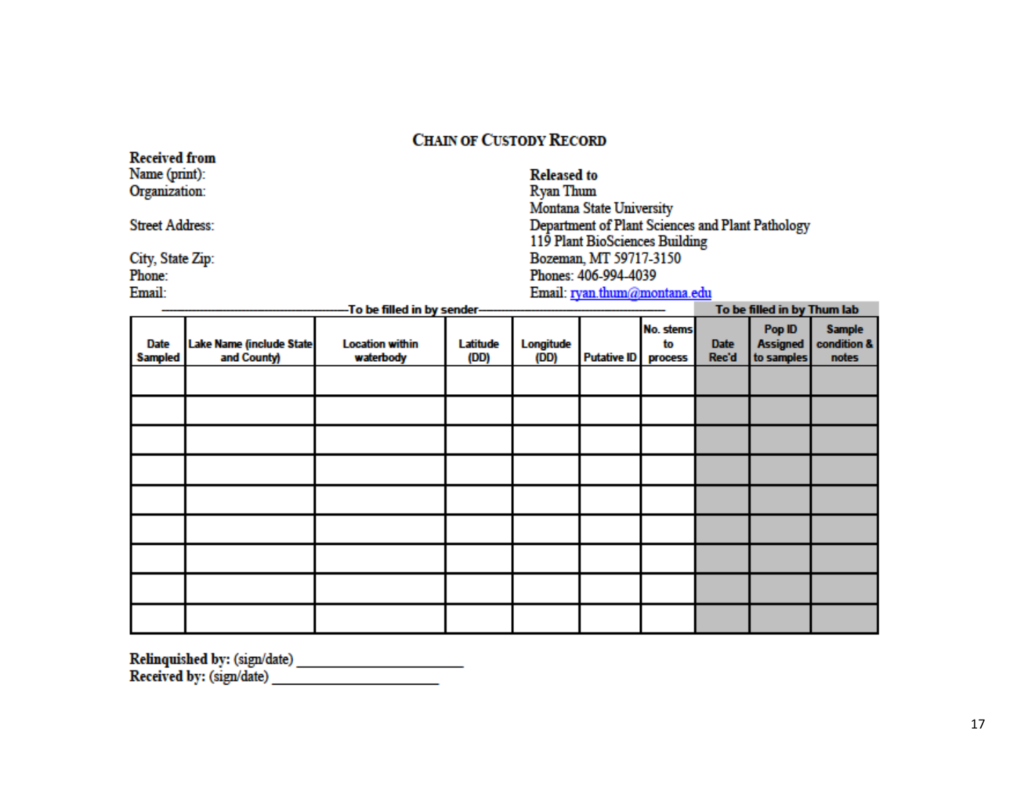# Chain of Custody Record

**Received from**
Name (print):
Organization:

Street Address:

City, State Zip:
Phone:
Email:

**Released to**
Ryan Thum
Montana State University
Department of Plant Sciences and Plant Pathology
119 Plant BioSciences Building
Bozeman, MT 59717-3150
Phones: 406-994-4039
Email: ryan.thum@montana.edu

| To be filled in by sender | | | | | | | To be filled in by Thum lab | | |
|---|---|---|---|---|---|---|---|---|---|
| Date Sampled | Lake Name (include State and County) | Location within waterbody | Latitude (DD) | Longitude (DD) | Putative ID | No. stems to process | Date Rec'd | Pop ID Assigned to samples | Sample condition & notes |
| | | | | | | | | | |
| | | | | | | | | | |
| | | | | | | | | | |
| | | | | | | | | | |
| | | | | | | | | | |
| | | | | | | | | | |
| | | | | | | | | | |
| | | | | | | | | | |
| | | | | | | | | | |

**Relinquished by:** (sign/date) ____________________
**Received by:** (sign/date) ____________________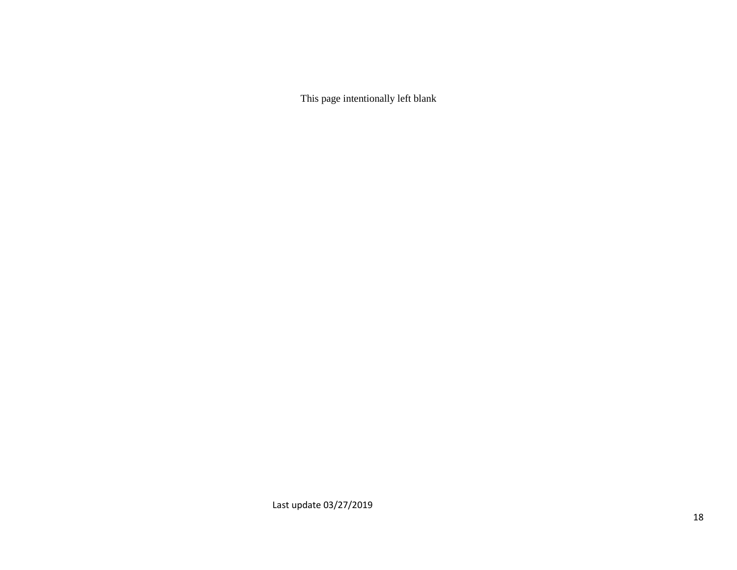This page intentionally left blank

Last update 03/27/2019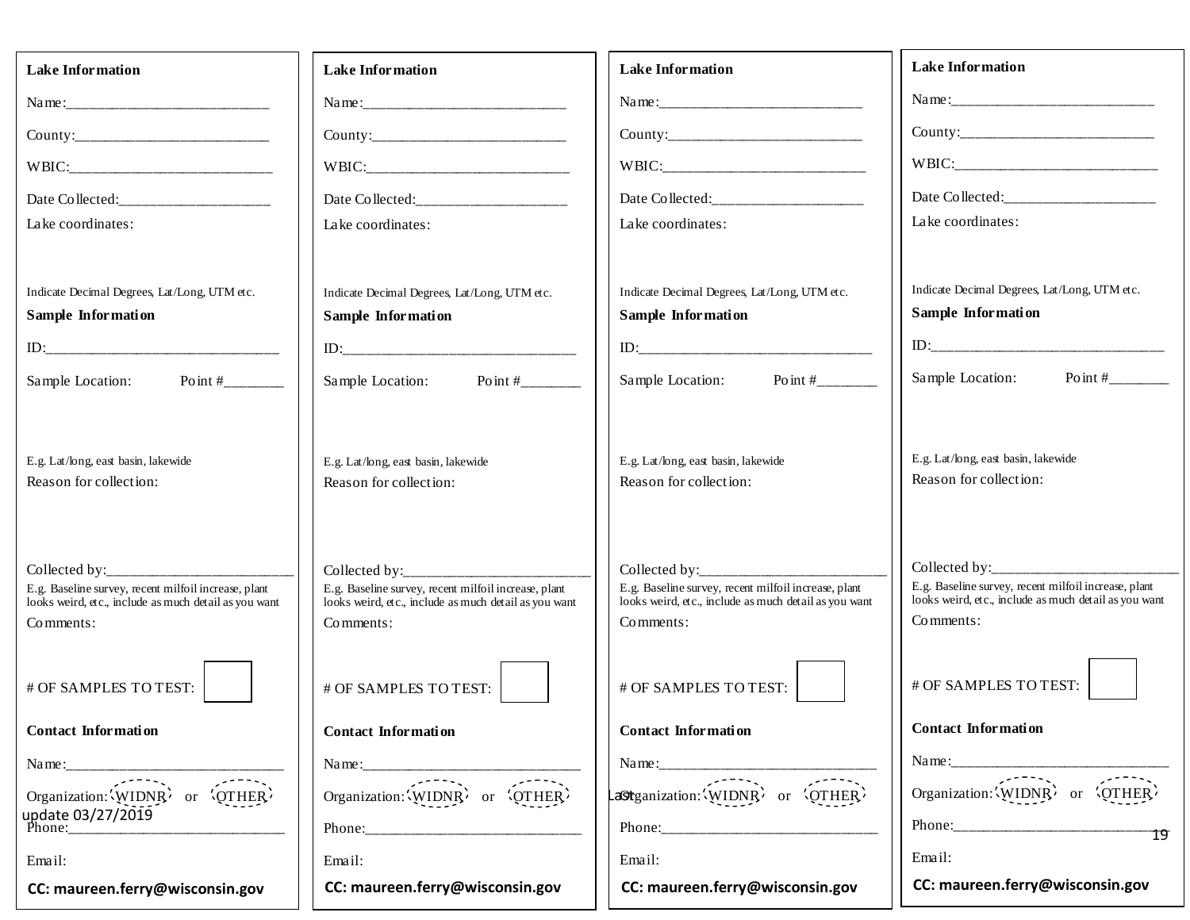**Lake Information**

Name:___________________________

County:__________________________

WBIC:____________________________

Date Collected:____________________

Lake coordinates:

Indicate Decimal Degrees, Lat/Long, UTM etc.

**Sample Information**

ID:________________________________

Sample Location: Point #________

E.g. Lat/long, east basin, lakewide

Reason for collection:

Collected by:_________________________

E.g. Baseline survey, recent milfoil increase, plant looks weird, etc., include as much detail as you want

Comments:

# OF SAMPLES TO TEST: ☐

**Contact Information**

Name:_____________________________

Organization: WIDNR or OTHER

Phone:_____________________________

Email:

**CC: maureen.ferry@wisconsin.gov**

---

**Lake Information**

Name:___________________________

County:__________________________

WBIC:____________________________

Date Collected:____________________

Lake coordinates:

Indicate Decimal Degrees, Lat/Long, UTM etc.

**Sample Information**

ID:________________________________

Sample Location: Point #________

E.g. Lat/long, east basin, lakewide

Reason for collection:

Collected by:_________________________

E.g. Baseline survey, recent milfoil increase, plant looks weird, etc., include as much detail as you want

Comments:

# OF SAMPLES TO TEST: ☐

**Contact Information**

Name:_____________________________

Organization: WIDNR or OTHER

Phone:_____________________________

Email:

**CC: maureen.ferry@wisconsin.gov**

---

**Lake Information**

Name:___________________________

County:__________________________

WBIC:____________________________

Date Collected:____________________

Lake coordinates:

Indicate Decimal Degrees, Lat/Long, UTM etc.

**Sample Information**

ID:________________________________

Sample Location: Point #________

E.g. Lat/long, east basin, lakewide

Reason for collection:

Collected by:_________________________

E.g. Baseline survey, recent milfoil increase, plant looks weird, etc., include as much detail as you want

Comments:

# OF SAMPLES TO TEST: ☐

**Contact Information**

Name:_____________________________

Organization: WIDNR or OTHER

Phone:_____________________________

Email:

**CC: maureen.ferry@wisconsin.gov**

---

**Lake Information**

Name:___________________________

County:__________________________

WBIC:____________________________

Date Collected:____________________

Lake coordinates:

Indicate Decimal Degrees, Lat/Long, UTM etc.

**Sample Information**

ID:________________________________

Sample Location: Point #________

E.g. Lat/long, east basin, lakewide

Reason for collection:

Collected by:_________________________

E.g. Baseline survey, recent milfoil increase, plant looks weird, etc., include as much detail as you want

Comments:

# OF SAMPLES TO TEST: ☐

**Contact Information**

Name:_____________________________

Organization: WIDNR or OTHER

Phone:_____________________________

Email:

**CC: maureen.ferry@wisconsin.gov**

Last update 03/27/2019